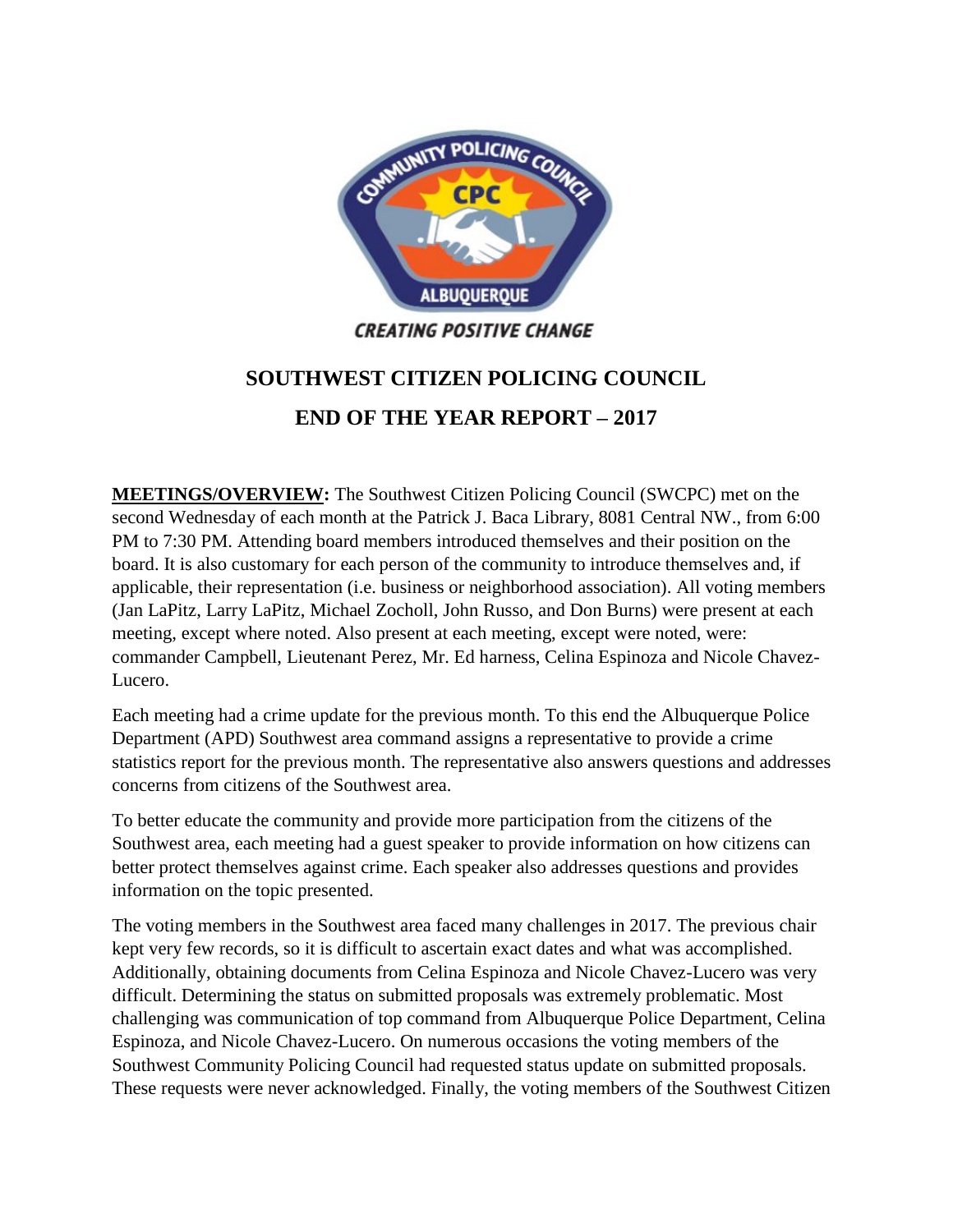CREATING POSITIVE CHANGE

# SOUTHWEST CITIZEN POLICING COUNCIL

## END OF THE YEAR REPORT – 2017

**MEETINGS/OVERVIEW:** The Southwest Citizen Policing Council (SWCPC) met on the second Wednesday of each month at the Patrick J. Baca Library, 8081 Central NW., from 6:00 PM to 7:30 PM. Attending board members introduced themselves and their position on the board. It is also customary for each person of the community to introduce themselves and, if applicable, their representation (i.e. business or neighborhood association). All voting members (Jan LaPitz, Larry LaPitz, Michael Zocholl, John Russo, and Don Burns) were present at each meeting, except where noted. Also present at each meeting, except were noted, were: commander Campbell, Lieutenant Perez, Mr. Ed harness, Celina Espinoza and Nicole Chavez-Lucero.

Each meeting had a crime update for the previous month. To this end the Albuquerque Police Department (APD) Southwest area command assigns a representative to provide a crime statistics report for the previous month. The representative also answers questions and addresses concerns from citizens of the Southwest area.

To better educate the community and provide more participation from the citizens of the Southwest area, each meeting had a guest speaker to provide information on how citizens can better protect themselves against crime. Each speaker also addresses questions and provides information on the topic presented.

The voting members in the Southwest area faced many challenges in 2017. The previous chair kept very few records, so it is difficult to ascertain exact dates and what was accomplished. Additionally, obtaining documents from Celina Espinoza and Nicole Chavez-Lucero was very difficult. Determining the status on submitted proposals was extremely problematic. Most challenging was communication of top command from Albuquerque Police Department, Celina Espinoza, and Nicole Chavez-Lucero. On numerous occasions the voting members of the Southwest Community Policing Council had requested status update on submitted proposals. These requests were never acknowledged. Finally, the voting members of the Southwest Citizen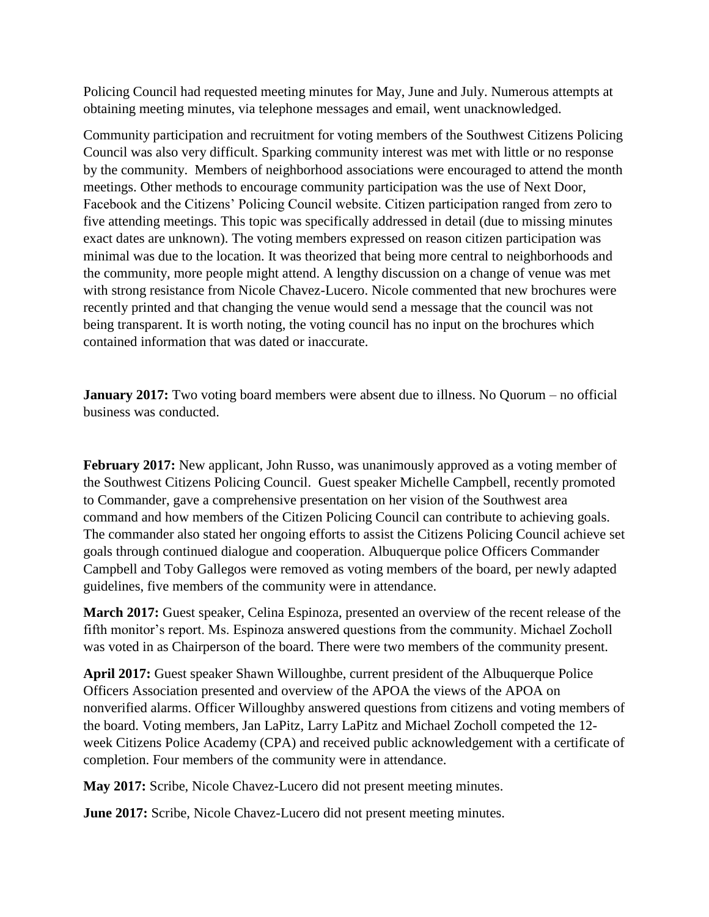Policing Council had requested meeting minutes for May, June and July. Numerous attempts at obtaining meeting minutes, via telephone messages and email, went unacknowledged.

Community participation and recruitment for voting members of the Southwest Citizens Policing Council was also very difficult. Sparking community interest was met with little or no response by the community. Members of neighborhood associations were encouraged to attend the month meetings. Other methods to encourage community participation was the use of Next Door, Facebook and the Citizens' Policing Council website. Citizen participation ranged from zero to five attending meetings. This topic was specifically addressed in detail (due to missing minutes exact dates are unknown). The voting members expressed on reason citizen participation was minimal was due to the location. It was theorized that being more central to neighborhoods and the community, more people might attend. A lengthy discussion on a change of venue was met with strong resistance from Nicole Chavez-Lucero. Nicole commented that new brochures were recently printed and that changing the venue would send a message that the council was not being transparent. It is worth noting, the voting council has no input on the brochures which contained information that was dated or inaccurate.

**January 2017:** Two voting board members were absent due to illness. No Quorum – no official business was conducted.

**February 2017:** New applicant, John Russo, was unanimously approved as a voting member of the Southwest Citizens Policing Council. Guest speaker Michelle Campbell, recently promoted to Commander, gave a comprehensive presentation on her vision of the Southwest area command and how members of the Citizen Policing Council can contribute to achieving goals. The commander also stated her ongoing efforts to assist the Citizens Policing Council achieve set goals through continued dialogue and cooperation. Albuquerque police Officers Commander Campbell and Toby Gallegos were removed as voting members of the board, per newly adapted guidelines, five members of the community were in attendance.

**March 2017:** Guest speaker, Celina Espinoza, presented an overview of the recent release of the fifth monitor's report. Ms. Espinoza answered questions from the community. Michael Zocholl was voted in as Chairperson of the board. There were two members of the community present.

**April 2017:** Guest speaker Shawn Willoughbe, current president of the Albuquerque Police Officers Association presented and overview of the APOA the views of the APOA on nonverified alarms. Officer Willoughby answered questions from citizens and voting members of the board. Voting members, Jan LaPitz, Larry LaPitz and Michael Zocholl competed the 12-week Citizens Police Academy (CPA) and received public acknowledgement with a certificate of completion. Four members of the community were in attendance.

**May 2017:** Scribe, Nicole Chavez-Lucero did not present meeting minutes.

**June 2017:** Scribe, Nicole Chavez-Lucero did not present meeting minutes.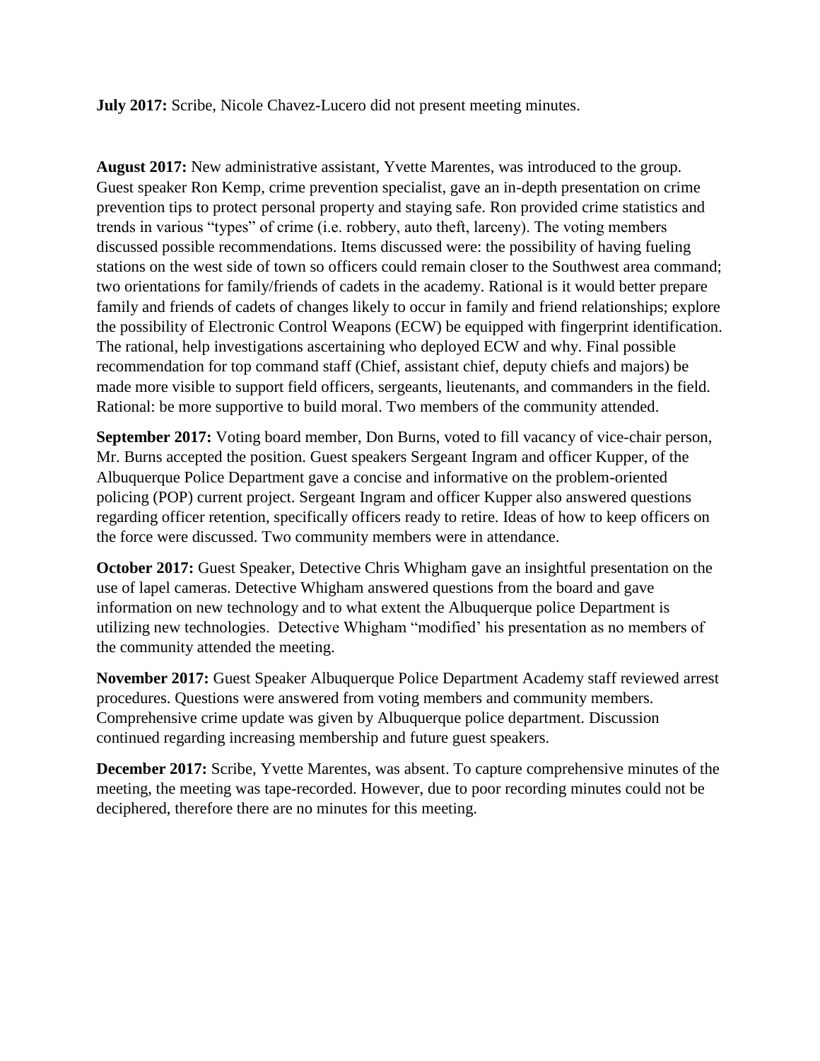**July 2017:** Scribe, Nicole Chavez-Lucero did not present meeting minutes.

**August 2017:** New administrative assistant, Yvette Marentes, was introduced to the group. Guest speaker Ron Kemp, crime prevention specialist, gave an in-depth presentation on crime prevention tips to protect personal property and staying safe. Ron provided crime statistics and trends in various "types" of crime (i.e. robbery, auto theft, larceny). The voting members discussed possible recommendations. Items discussed were: the possibility of having fueling stations on the west side of town so officers could remain closer to the Southwest area command; two orientations for family/friends of cadets in the academy. Rational is it would better prepare family and friends of cadets of changes likely to occur in family and friend relationships; explore the possibility of Electronic Control Weapons (ECW) be equipped with fingerprint identification. The rational, help investigations ascertaining who deployed ECW and why. Final possible recommendation for top command staff (Chief, assistant chief, deputy chiefs and majors) be made more visible to support field officers, sergeants, lieutenants, and commanders in the field. Rational: be more supportive to build moral. Two members of the community attended.

**September 2017:** Voting board member, Don Burns, voted to fill vacancy of vice-chair person, Mr. Burns accepted the position. Guest speakers Sergeant Ingram and officer Kupper, of the Albuquerque Police Department gave a concise and informative on the problem-oriented policing (POP) current project. Sergeant Ingram and officer Kupper also answered questions regarding officer retention, specifically officers ready to retire. Ideas of how to keep officers on the force were discussed. Two community members were in attendance.

**October 2017:** Guest Speaker, Detective Chris Whigham gave an insightful presentation on the use of lapel cameras. Detective Whigham answered questions from the board and gave information on new technology and to what extent the Albuquerque police Department is utilizing new technologies. Detective Whigham "modified' his presentation as no members of the community attended the meeting.

**November 2017:** Guest Speaker Albuquerque Police Department Academy staff reviewed arrest procedures. Questions were answered from voting members and community members. Comprehensive crime update was given by Albuquerque police department. Discussion continued regarding increasing membership and future guest speakers.

**December 2017:** Scribe, Yvette Marentes, was absent. To capture comprehensive minutes of the meeting, the meeting was tape-recorded. However, due to poor recording minutes could not be deciphered, therefore there are no minutes for this meeting.